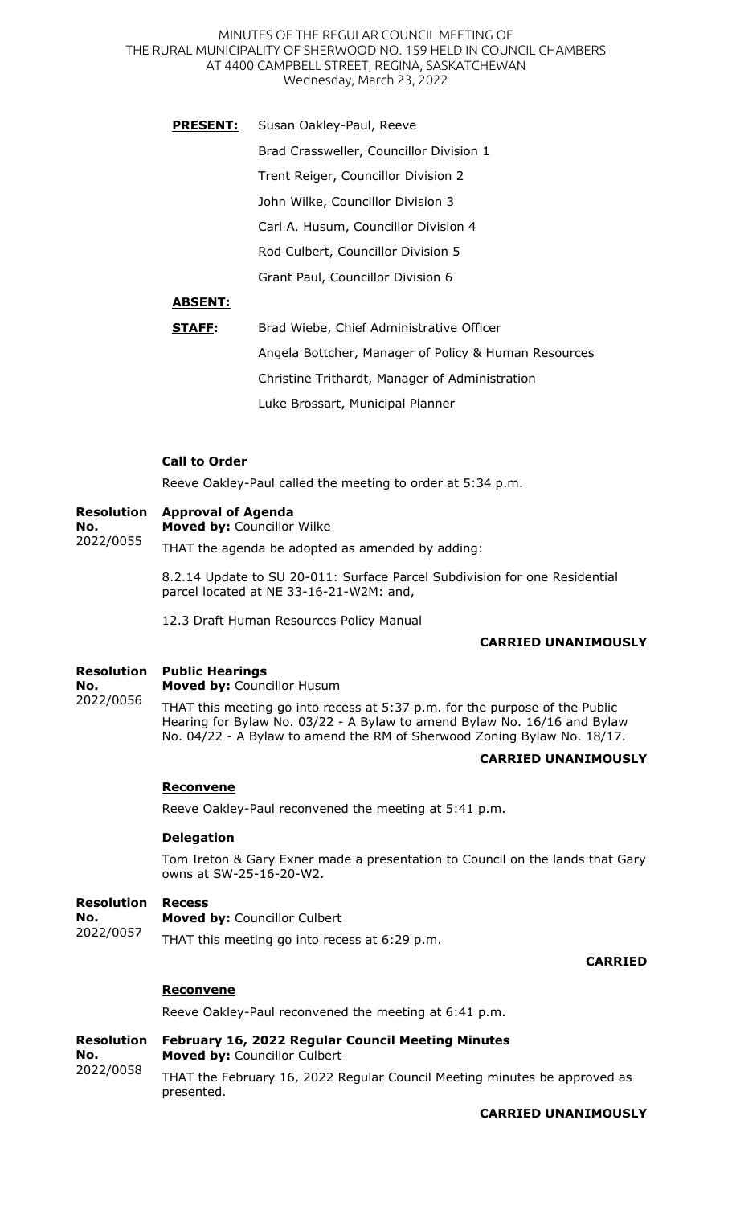MINUTES OF THE REGULAR COUNCIL MEETING OF
THE RURAL MUNICIPALITY OF SHERWOOD NO. 159 HELD IN COUNCIL CHAMBERS
AT 4400 CAMPBELL STREET, REGINA, SASKATCHEWAN
Wednesday, March 23, 2022

**PRESENT:** Susan Oakley-Paul, Reeve
Brad Crassweller, Councillor Division 1
Trent Reiger, Councillor Division 2
John Wilke, Councillor Division 3
Carl A. Husum, Councillor Division 4
Rod Culbert, Councillor Division 5
Grant Paul, Councillor Division 6

**ABSENT:**

**STAFF:** Brad Wiebe, Chief Administrative Officer
Angela Bottcher, Manager of Policy & Human Resources
Christine Trithardt, Manager of Administration
Luke Brossart, Municipal Planner

**Call to Order**

Reeve Oakley-Paul called the meeting to order at 5:34 p.m.

**Resolution No.** 2022/0055

**Approval of Agenda**
**Moved by:** Councillor Wilke

THAT the agenda be adopted as amended by adding:

8.2.14 Update to SU 20-011: Surface Parcel Subdivision for one Residential parcel located at NE 33-16-21-W2M: and,

12.3 Draft Human Resources Policy Manual

**CARRIED UNANIMOUSLY**

**Resolution No.** 2022/0056

**Public Hearings**
**Moved by:** Councillor Husum

THAT this meeting go into recess at 5:37 p.m. for the purpose of the Public Hearing for Bylaw No. 03/22 - A Bylaw to amend Bylaw No. 16/16 and Bylaw No. 04/22 - A Bylaw to amend the RM of Sherwood Zoning Bylaw No. 18/17.

**CARRIED UNANIMOUSLY**

**Reconvene**

Reeve Oakley-Paul reconvened the meeting at 5:41 p.m.

**Delegation**

Tom Ireton & Gary Exner made a presentation to Council on the lands that Gary owns at SW-25-16-20-W2.

**Resolution No.** 2022/0057

**Recess**
**Moved by:** Councillor Culbert

THAT this meeting go into recess at 6:29 p.m.

**CARRIED**

**Reconvene**

Reeve Oakley-Paul reconvened the meeting at 6:41 p.m.

**Resolution No.** 2022/0058

**February 16, 2022 Regular Council Meeting Minutes**
**Moved by:** Councillor Culbert

THAT the February 16, 2022 Regular Council Meeting minutes be approved as presented.

**CARRIED UNANIMOUSLY**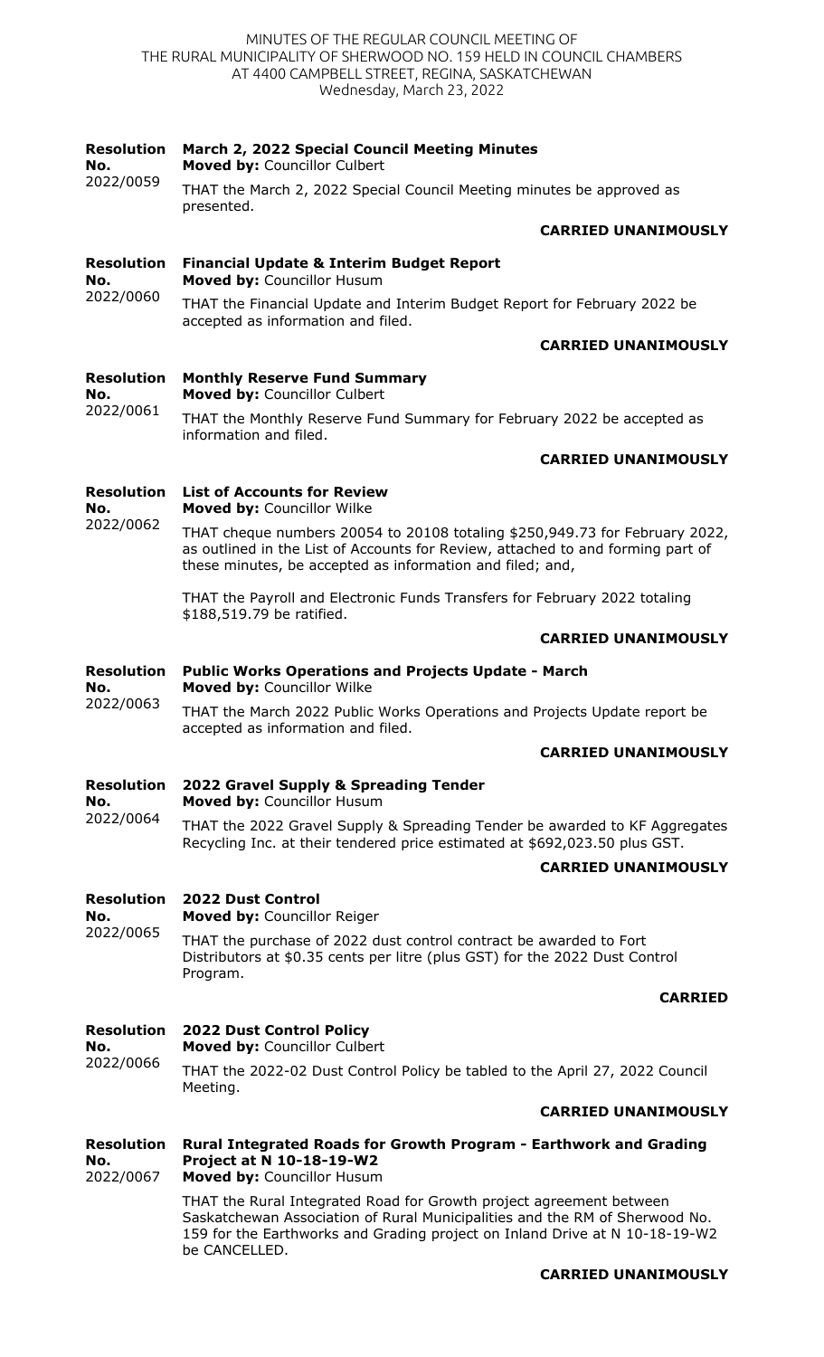MINUTES OF THE REGULAR COUNCIL MEETING OF THE RURAL MUNICIPALITY OF SHERWOOD NO. 159 HELD IN COUNCIL CHAMBERS AT 4400 CAMPBELL STREET, REGINA, SASKATCHEWAN
Wednesday, March 23, 2022

**Resolution No. 2022/0059**

**March 2, 2022 Special Council Meeting Minutes**
**Moved by:** Councillor Culbert

THAT the March 2, 2022 Special Council Meeting minutes be approved as presented.

**CARRIED UNANIMOUSLY**

**Resolution No. 2022/0060**

**Financial Update & Interim Budget Report**
**Moved by:** Councillor Husum

THAT the Financial Update and Interim Budget Report for February 2022 be accepted as information and filed.

**CARRIED UNANIMOUSLY**

**Resolution No. 2022/0061**

**Monthly Reserve Fund Summary**
**Moved by:** Councillor Culbert

THAT the Monthly Reserve Fund Summary for February 2022 be accepted as information and filed.

**CARRIED UNANIMOUSLY**

**Resolution No. 2022/0062**

**List of Accounts for Review**
**Moved by:** Councillor Wilke

THAT cheque numbers 20054 to 20108 totaling $250,949.73 for February 2022, as outlined in the List of Accounts for Review, attached to and forming part of these minutes, be accepted as information and filed; and,

THAT the Payroll and Electronic Funds Transfers for February 2022 totaling $188,519.79 be ratified.

**CARRIED UNANIMOUSLY**

**Resolution No. 2022/0063**

**Public Works Operations and Projects Update - March**
**Moved by:** Councillor Wilke

THAT the March 2022 Public Works Operations and Projects Update report be accepted as information and filed.

**CARRIED UNANIMOUSLY**

**Resolution No. 2022/0064**

**2022 Gravel Supply & Spreading Tender**
**Moved by:** Councillor Husum

THAT the 2022 Gravel Supply & Spreading Tender be awarded to KF Aggregates Recycling Inc. at their tendered price estimated at $692,023.50 plus GST.

**CARRIED UNANIMOUSLY**

**Resolution No. 2022/0065**

**2022 Dust Control**
**Moved by:** Councillor Reiger

THAT the purchase of 2022 dust control contract be awarded to Fort Distributors at $0.35 cents per litre (plus GST) for the 2022 Dust Control Program.

**CARRIED**

**Resolution No. 2022/0066**

**2022 Dust Control Policy**
**Moved by:** Councillor Culbert

THAT the 2022-02 Dust Control Policy be tabled to the April 27, 2022 Council Meeting.

**CARRIED UNANIMOUSLY**

**Resolution No. 2022/0067**

**Rural Integrated Roads for Growth Program - Earthwork and Grading Project at N 10-18-19-W2**
**Moved by:** Councillor Husum

THAT the Rural Integrated Road for Growth project agreement between Saskatchewan Association of Rural Municipalities and the RM of Sherwood No. 159 for the Earthworks and Grading project on Inland Drive at N 10-18-19-W2 be CANCELLED.

**CARRIED UNANIMOUSLY**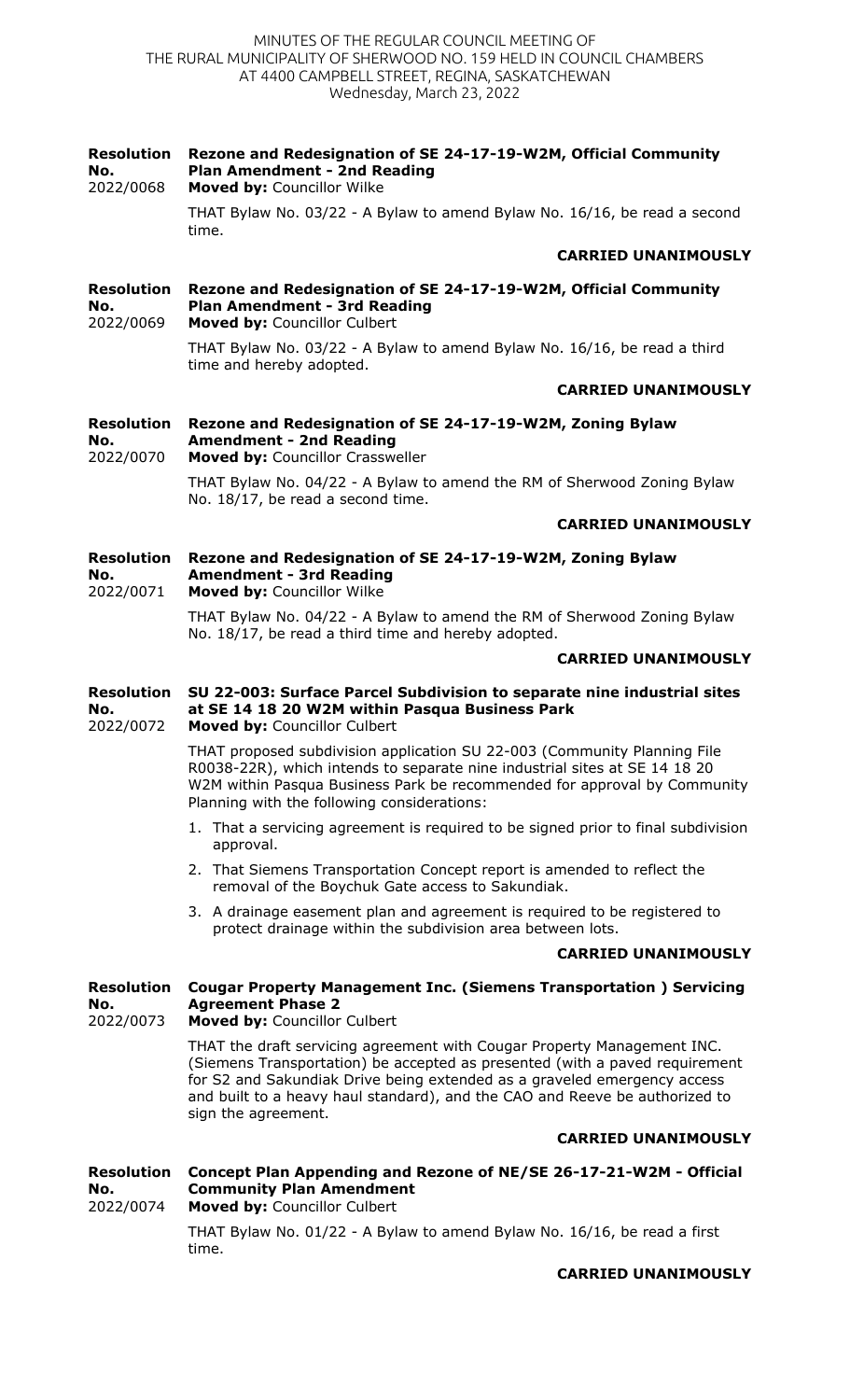**Resolution No. 2022/0068** **Rezone and Redesignation of SE 24-17-19-W2M, Official Community Plan Amendment - 2nd Reading**
**Moved by:** Councillor Wilke

THAT Bylaw No. 03/22 - A Bylaw to amend Bylaw No. 16/16, be read a second time.

**CARRIED UNANIMOUSLY**

**Resolution No. 2022/0069** **Rezone and Redesignation of SE 24-17-19-W2M, Official Community Plan Amendment - 3rd Reading**
**Moved by:** Councillor Culbert

THAT Bylaw No. 03/22 - A Bylaw to amend Bylaw No. 16/16, be read a third time and hereby adopted.

**CARRIED UNANIMOUSLY**

**Resolution No. 2022/0070** **Rezone and Redesignation of SE 24-17-19-W2M, Zoning Bylaw Amendment - 2nd Reading**
**Moved by:** Councillor Crassweller

THAT Bylaw No. 04/22 - A Bylaw to amend the RM of Sherwood Zoning Bylaw No. 18/17, be read a second time.

**CARRIED UNANIMOUSLY**

**Resolution No. 2022/0071** **Rezone and Redesignation of SE 24-17-19-W2M, Zoning Bylaw Amendment - 3rd Reading**
**Moved by:** Councillor Wilke

THAT Bylaw No. 04/22 - A Bylaw to amend the RM of Sherwood Zoning Bylaw No. 18/17, be read a third time and hereby adopted.

**CARRIED UNANIMOUSLY**

**Resolution No. 2022/0072** **SU 22-003: Surface Parcel Subdivision to separate nine industrial sites at SE 14 18 20 W2M within Pasqua Business Park**
**Moved by:** Councillor Culbert

THAT proposed subdivision application SU 22-003 (Community Planning File R0038-22R), which intends to separate nine industrial sites at SE 14 18 20 W2M within Pasqua Business Park be recommended for approval by Community Planning with the following considerations:

1. That a servicing agreement is required to be signed prior to final subdivision approval.
2. That Siemens Transportation Concept report is amended to reflect the removal of the Boychuk Gate access to Sakundiak.
3. A drainage easement plan and agreement is required to be registered to protect drainage within the subdivision area between lots.

**CARRIED UNANIMOUSLY**

**Resolution No. 2022/0073** **Cougar Property Management Inc. (Siemens Transportation ) Servicing Agreement Phase 2**
**Moved by:** Councillor Culbert

THAT the draft servicing agreement with Cougar Property Management INC. (Siemens Transportation) be accepted as presented (with a paved requirement for S2 and Sakundiak Drive being extended as a graveled emergency access and built to a heavy haul standard), and the CAO and Reeve be authorized to sign the agreement.

**CARRIED UNANIMOUSLY**

**Resolution No. 2022/0074** **Concept Plan Appending and Rezone of NE/SE 26-17-21-W2M - Official Community Plan Amendment**
**Moved by:** Councillor Culbert

THAT Bylaw No. 01/22 - A Bylaw to amend Bylaw No. 16/16, be read a first time.

**CARRIED UNANIMOUSLY**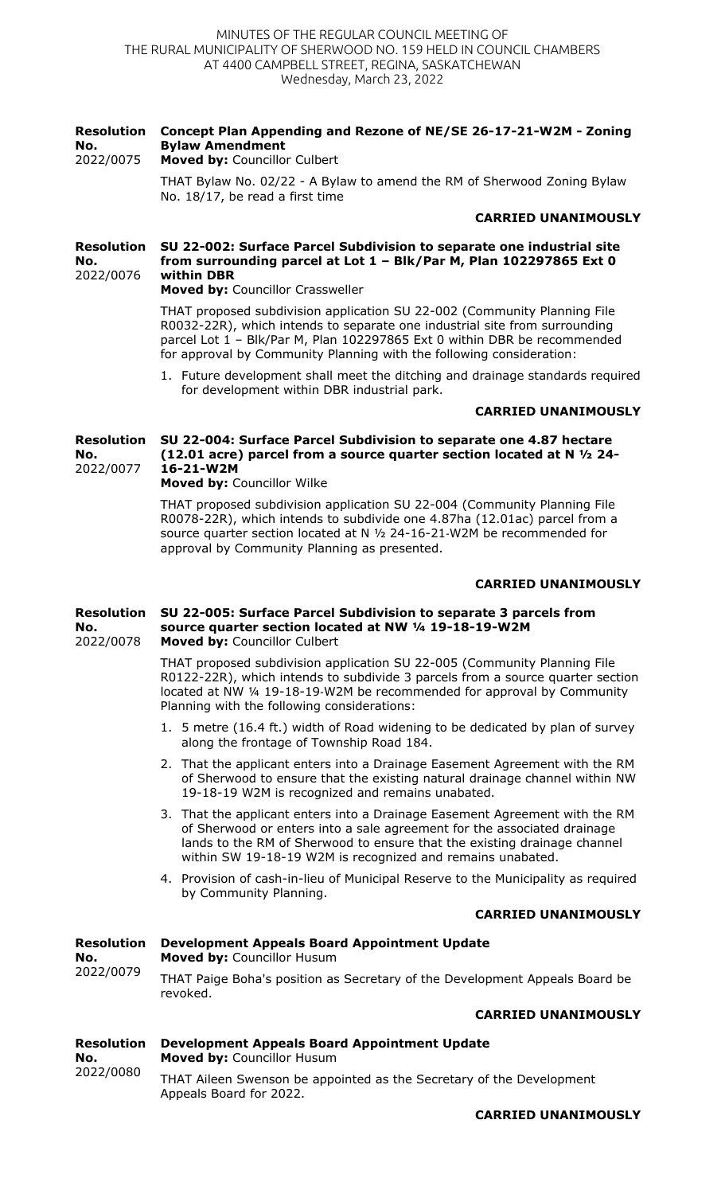MINUTES OF THE REGULAR COUNCIL MEETING OF
THE RURAL MUNICIPALITY OF SHERWOOD NO. 159 HELD IN COUNCIL CHAMBERS
AT 4400 CAMPBELL STREET, REGINA, SASKATCHEWAN
Wednesday, March 23, 2022

**Resolution No.** 2022/0075

**Concept Plan Appending and Rezone of NE/SE 26-17-21-W2M - Zoning Bylaw Amendment**
**Moved by:** Councillor Culbert

THAT Bylaw No. 02/22 - A Bylaw to amend the RM of Sherwood Zoning Bylaw No. 18/17, be read a first time

**CARRIED UNANIMOUSLY**

**Resolution No.** 2022/0076

**SU 22-002: Surface Parcel Subdivision to separate one industrial site from surrounding parcel at Lot 1 – Blk/Par M, Plan 102297865 Ext 0 within DBR**
**Moved by:** Councillor Crassweller

THAT proposed subdivision application SU 22-002 (Community Planning File R0032-22R), which intends to separate one industrial site from surrounding parcel Lot 1 – Blk/Par M, Plan 102297865 Ext 0 within DBR be recommended for approval by Community Planning with the following consideration:

1. Future development shall meet the ditching and drainage standards required for development within DBR industrial park.

**CARRIED UNANIMOUSLY**

**Resolution No.** 2022/0077

**SU 22-004: Surface Parcel Subdivision to separate one 4.87 hectare (12.01 acre) parcel from a source quarter section located at N ½ 24-16-21-W2M**
**Moved by:** Councillor Wilke

THAT proposed subdivision application SU 22-004 (Community Planning File R0078-22R), which intends to subdivide one 4.87ha (12.01ac) parcel from a source quarter section located at N ½ 24-16-21-W2M be recommended for approval by Community Planning as presented.

**CARRIED UNANIMOUSLY**

**Resolution No.** 2022/0078

**SU 22-005: Surface Parcel Subdivision to separate 3 parcels from source quarter section located at NW ¼ 19-18-19-W2M**
**Moved by:** Councillor Culbert

THAT proposed subdivision application SU 22-005 (Community Planning File R0122-22R), which intends to subdivide 3 parcels from a source quarter section located at NW ¼ 19-18-19-W2M be recommended for approval by Community Planning with the following considerations:

1. 5 metre (16.4 ft.) width of Road widening to be dedicated by plan of survey along the frontage of Township Road 184.
2. That the applicant enters into a Drainage Easement Agreement with the RM of Sherwood to ensure that the existing natural drainage channel within NW 19-18-19 W2M is recognized and remains unabated.
3. That the applicant enters into a Drainage Easement Agreement with the RM of Sherwood or enters into a sale agreement for the associated drainage lands to the RM of Sherwood to ensure that the existing drainage channel within SW 19-18-19 W2M is recognized and remains unabated.
4. Provision of cash-in-lieu of Municipal Reserve to the Municipality as required by Community Planning.

**CARRIED UNANIMOUSLY**

**Resolution No.** 2022/0079

**Development Appeals Board Appointment Update**
**Moved by:** Councillor Husum

THAT Paige Boha's position as Secretary of the Development Appeals Board be revoked.

**CARRIED UNANIMOUSLY**

**Resolution No.** 2022/0080

**Development Appeals Board Appointment Update**
**Moved by:** Councillor Husum

THAT Aileen Swenson be appointed as the Secretary of the Development Appeals Board for 2022.

**CARRIED UNANIMOUSLY**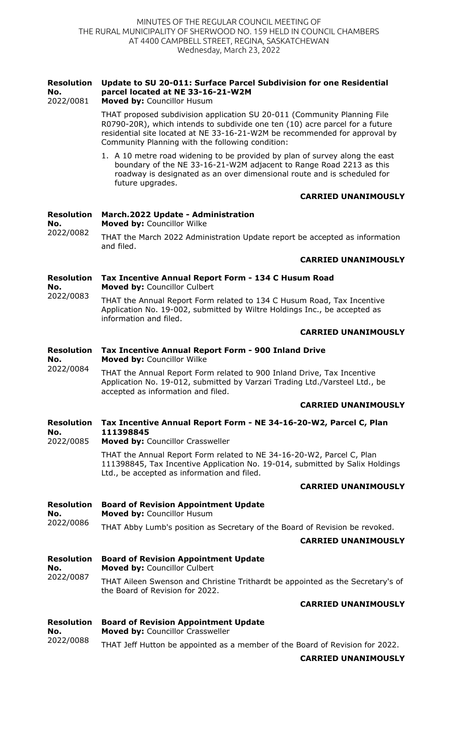**Resolution No. 2022/0081**

**Update to SU 20-011: Surface Parcel Subdivision for one Residential parcel located at NE 33-16-21-W2M**

**Moved by:** Councillor Husum

THAT proposed subdivision application SU 20-011 (Community Planning File R0790-20R), which intends to subdivide one ten (10) acre parcel for a future residential site located at NE 33-16-21-W2M be recommended for approval by Community Planning with the following condition:

1. A 10 metre road widening to be provided by plan of survey along the east boundary of the NE 33-16-21-W2M adjacent to Range Road 2213 as this roadway is designated as an over dimensional route and is scheduled for future upgrades.

**CARRIED UNANIMOUSLY**

**Resolution No. 2022/0082**

**March.2022 Update - Administration**

**Moved by:** Councillor Wilke

THAT the March 2022 Administration Update report be accepted as information and filed.

**CARRIED UNANIMOUSLY**

**Resolution No. 2022/0083**

**Tax Incentive Annual Report Form - 134 C Husum Road**

**Moved by:** Councillor Culbert

THAT the Annual Report Form related to 134 C Husum Road, Tax Incentive Application No. 19-002, submitted by Wiltre Holdings Inc., be accepted as information and filed.

**CARRIED UNANIMOUSLY**

**Resolution No. 2022/0084**

**Tax Incentive Annual Report Form - 900 Inland Drive**

**Moved by:** Councillor Wilke

THAT the Annual Report Form related to 900 Inland Drive, Tax Incentive Application No. 19-012, submitted by Varzari Trading Ltd./Varsteel Ltd., be accepted as information and filed.

**CARRIED UNANIMOUSLY**

**Resolution No. 2022/0085**

**Tax Incentive Annual Report Form - NE 34-16-20-W2, Parcel C, Plan 111398845**

**Moved by:** Councillor Crassweller

THAT the Annual Report Form related to NE 34-16-20-W2, Parcel C, Plan 111398845, Tax Incentive Application No. 19-014, submitted by Salix Holdings Ltd., be accepted as information and filed.

**CARRIED UNANIMOUSLY**

**Resolution No. 2022/0086**

**Board of Revision Appointment Update**

**Moved by:** Councillor Husum

THAT Abby Lumb's position as Secretary of the Board of Revision be revoked.

**CARRIED UNANIMOUSLY**

**Resolution No. 2022/0087**

**Board of Revision Appointment Update**

**Moved by:** Councillor Culbert

THAT Aileen Swenson and Christine Trithardt be appointed as the Secretary's of the Board of Revision for 2022.

**CARRIED UNANIMOUSLY**

**Resolution No. 2022/0088**

**Board of Revision Appointment Update**

**Moved by:** Councillor Crassweller

THAT Jeff Hutton be appointed as a member of the Board of Revision for 2022.

**CARRIED UNANIMOUSLY**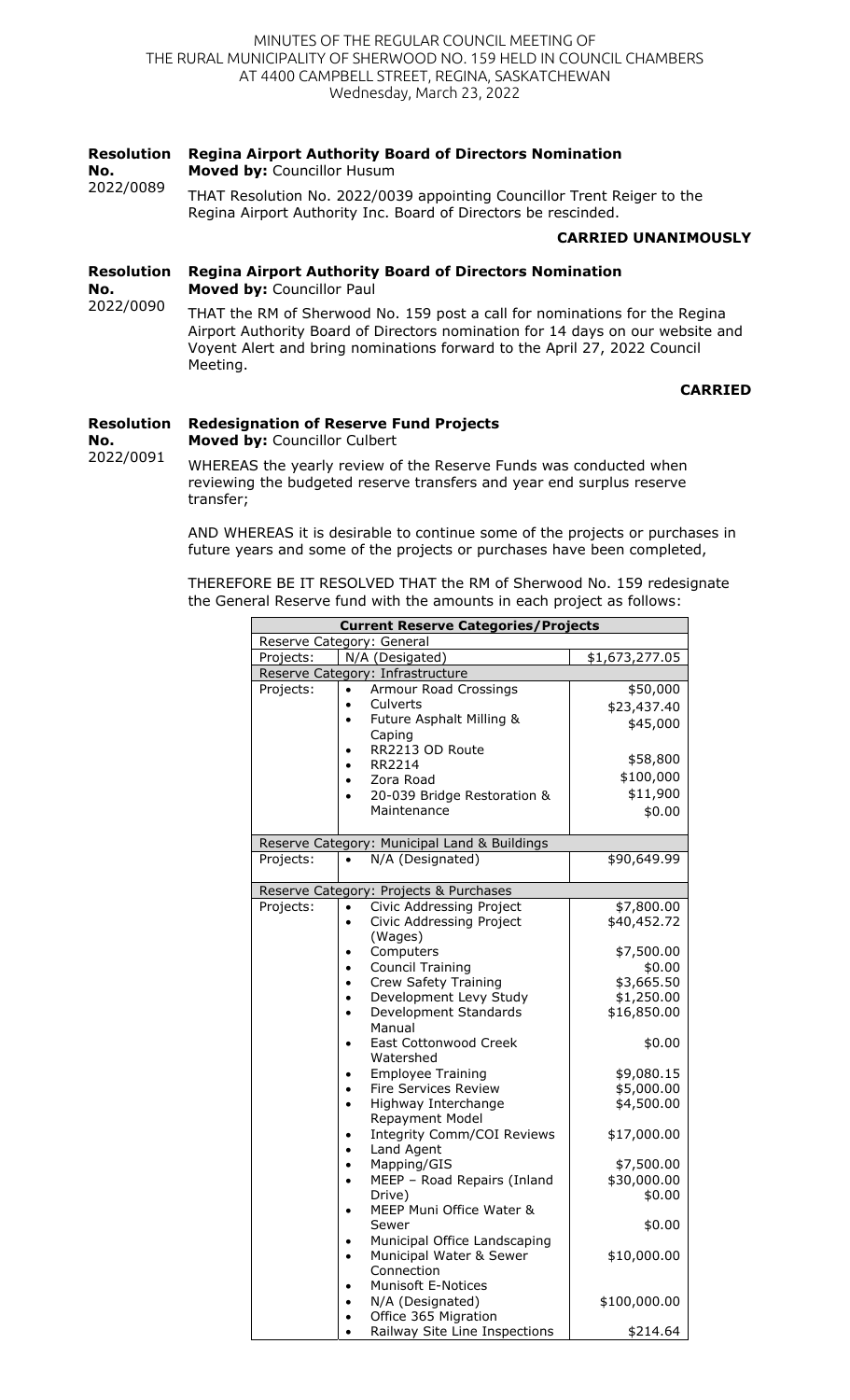**Resolution No. 2022/0089**

**Regina Airport Authority Board of Directors Nomination**
**Moved by:** Councillor Husum

THAT Resolution No. 2022/0039 appointing Councillor Trent Reiger to the Regina Airport Authority Inc. Board of Directors be rescinded.

**CARRIED UNANIMOUSLY**

**Resolution No. 2022/0090**

**Regina Airport Authority Board of Directors Nomination**
**Moved by:** Councillor Paul

THAT the RM of Sherwood No. 159 post a call for nominations for the Regina Airport Authority Board of Directors nomination for 14 days on our website and Voyent Alert and bring nominations forward to the April 27, 2022 Council Meeting.

**CARRIED**

**Resolution No. 2022/0091**

**Redesignation of Reserve Fund Projects**
**Moved by:** Councillor Culbert

WHEREAS the yearly review of the Reserve Funds was conducted when reviewing the budgeted reserve transfers and year end surplus reserve transfer;

AND WHEREAS it is desirable to continue some of the projects or purchases in future years and some of the projects or purchases have been completed,

THEREFORE BE IT RESOLVED THAT the RM of Sherwood No. 159 redesignate the General Reserve fund with the amounts in each project as follows:

| **Current Reserve Categories/Projects** | | |
|---|---|---|
| Reserve Category: General | | |
| Projects: | N/A (Desigated) | $1,673,277.05 |
| Reserve Category: Infrastructure | | |
| Projects: | • Armour Road Crossings | $50,000 |
| | • Culverts | $23,437.40 |
| | • Future Asphalt Milling & Caping | $45,000 |
| | • RR2213 OD Route | $58,800 |
| | • RR2214 | $100,000 |
| | • Zora Road | $11,900 |
| | • 20-039 Bridge Restoration & Maintenance | $0.00 |
| Reserve Category: Municipal Land & Buildings | | |
| Projects: | • N/A (Designated) | $90,649.99 |
| Reserve Category: Projects & Purchases | | |
| Projects: | • Civic Addressing Project | $7,800.00 |
| | • Civic Addressing Project (Wages) | $40,452.72 |
| | • Computers | $7,500.00 |
| | • Council Training | $0.00 |
| | • Crew Safety Training | $3,665.50 |
| | • Development Levy Study | $1,250.00 |
| | • Development Standards Manual | $16,850.00 |
| | • East Cottonwood Creek Watershed | $0.00 |
| | • Employee Training | $9,080.15 |
| | • Fire Services Review | $5,000.00 |
| | • Highway Interchange Repayment Model | $4,500.00 |
| | • Integrity Comm/COI Reviews | $17,000.00 |
| | • Land Agent | |
| | • Mapping/GIS | $7,500.00 |
| | • MEEP – Road Repairs (Inland Drive) | $30,000.00 |
| | • MEEP Muni Office Water & Sewer | $0.00 |
| | • Municipal Office Landscaping | $0.00 |
| | • Municipal Water & Sewer Connection | $10,000.00 |
| | • Munisoft E-Notices | |
| | • N/A (Designated) | $100,000.00 |
| | • Office 365 Migration | |
| | • Railway Site Line Inspections | $214.64 |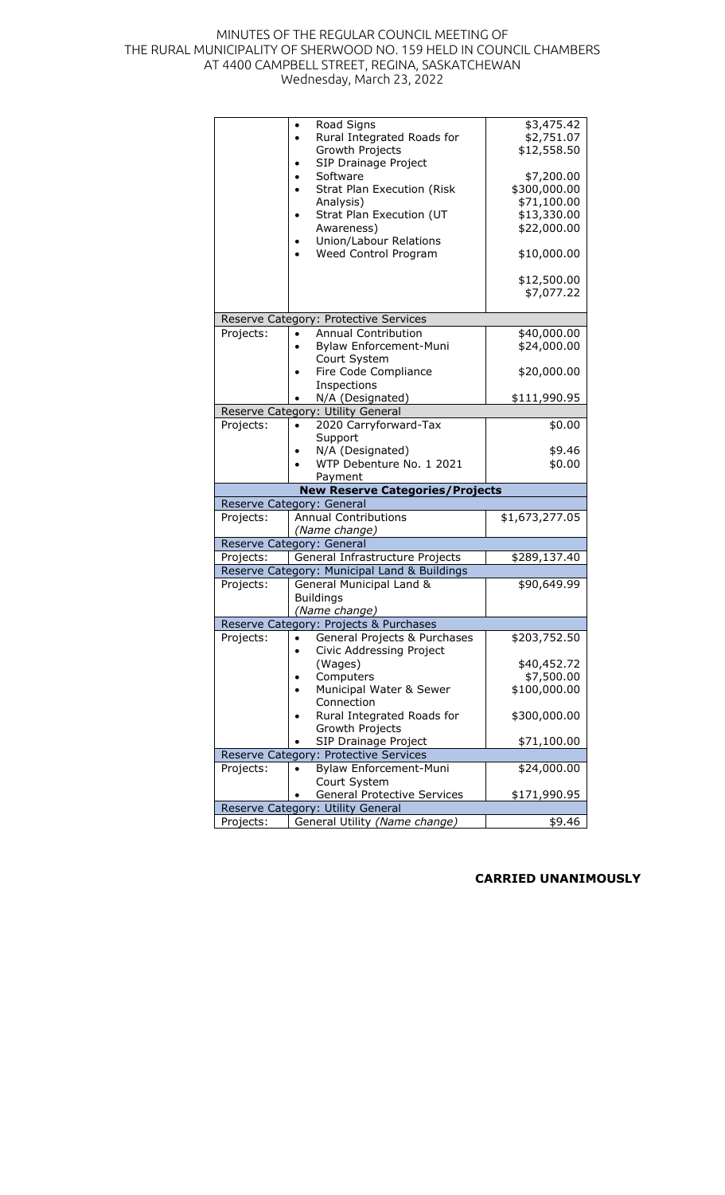| | | |
|---|---|---|
| | • Road Signs<br>• Rural Integrated Roads for Growth Projects<br>• SIP Drainage Project<br>• Software<br>• Strat Plan Execution (Risk Analysis)<br>• Strat Plan Execution (UT Awareness)<br>• Union/Labour Relations<br>• Weed Control Program | \$3,475.42<br>\$2,751.07<br>\$12,558.50<br><br>\$7,200.00<br>\$300,000.00<br>\$71,100.00<br>\$13,330.00<br>\$22,000.00<br><br>\$10,000.00<br><br>\$12,500.00<br>\$7,077.22 |
| Reserve Category: Protective Services | | |
| Projects: | • Annual Contribution | \$40,000.00 |
| | • Bylaw Enforcement-Muni Court System | \$24,000.00 |
| | • Fire Code Compliance Inspections | \$20,000.00 |
| | • N/A (Designated) | \$111,990.95 |
| Reserve Category: Utility General | | |
| Projects: | • 2020 Carryforward-Tax Support | \$0.00 |
| | • N/A (Designated) | \$9.46 |
| | • WTP Debenture No. 1 2021 Payment | \$0.00 |
| **New Reserve Categories/Projects** | | |
| Reserve Category: General | | |
| Projects: | Annual Contributions *(Name change)* | \$1,673,277.05 |
| Reserve Category: General | | |
| Projects: | General Infrastructure Projects | \$289,137.40 |
| Reserve Category: Municipal Land & Buildings | | |
| Projects: | General Municipal Land & Buildings *(Name change)* | \$90,649.99 |
| Reserve Category: Projects & Purchases | | |
| Projects: | • General Projects & Purchases | \$203,752.50 |
| | • Civic Addressing Project (Wages) | \$40,452.72 |
| | • Computers | \$7,500.00 |
| | • Municipal Water & Sewer Connection | \$100,000.00 |
| | • Rural Integrated Roads for Growth Projects | \$300,000.00 |
| | • SIP Drainage Project | \$71,100.00 |
| Reserve Category: Protective Services | | |
| Projects: | • Bylaw Enforcement-Muni Court System | \$24,000.00 |
| | • General Protective Services | \$171,990.95 |
| Reserve Category: Utility General | | |
| Projects: | General Utility *(Name change)* | \$9.46 |

**CARRIED UNANIMOUSLY**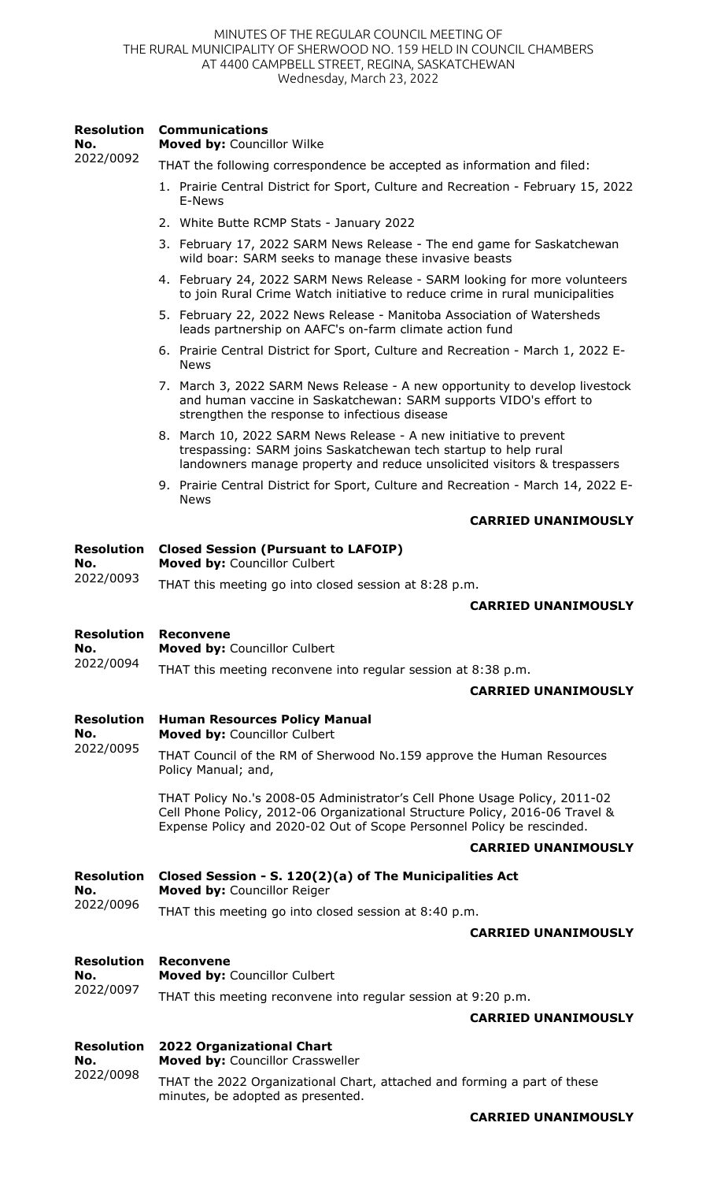MINUTES OF THE REGULAR COUNCIL MEETING OF THE RURAL MUNICIPALITY OF SHERWOOD NO. 159 HELD IN COUNCIL CHAMBERS AT 4400 CAMPBELL STREET, REGINA, SASKATCHEWAN
Wednesday, March 23, 2022

**Resolution No.** 2022/0092

**Communications**
**Moved by:** Councillor Wilke

THAT the following correspondence be accepted as information and filed:

1. Prairie Central District for Sport, Culture and Recreation - February 15, 2022 E-News
2. White Butte RCMP Stats - January 2022
3. February 17, 2022 SARM News Release - The end game for Saskatchewan wild boar: SARM seeks to manage these invasive beasts
4. February 24, 2022 SARM News Release - SARM looking for more volunteers to join Rural Crime Watch initiative to reduce crime in rural municipalities
5. February 22, 2022 News Release - Manitoba Association of Watersheds leads partnership on AAFC's on-farm climate action fund
6. Prairie Central District for Sport, Culture and Recreation - March 1, 2022 E-News
7. March 3, 2022 SARM News Release - A new opportunity to develop livestock and human vaccine in Saskatchewan: SARM supports VIDO's effort to strengthen the response to infectious disease
8. March 10, 2022 SARM News Release - A new initiative to prevent trespassing: SARM joins Saskatchewan tech startup to help rural landowners manage property and reduce unsolicited visitors & trespassers
9. Prairie Central District for Sport, Culture and Recreation - March 14, 2022 E-News

**CARRIED UNANIMOUSLY**

**Resolution No.** 2022/0093

**Closed Session (Pursuant to LAFOIP)**
**Moved by:** Councillor Culbert

THAT this meeting go into closed session at 8:28 p.m.

**CARRIED UNANIMOUSLY**

**Resolution No.** 2022/0094

**Reconvene**
**Moved by:** Councillor Culbert

THAT this meeting reconvene into regular session at 8:38 p.m.

**CARRIED UNANIMOUSLY**

**Resolution No.** 2022/0095

**Human Resources Policy Manual**
**Moved by:** Councillor Culbert

THAT Council of the RM of Sherwood No.159 approve the Human Resources Policy Manual; and,

THAT Policy No.'s 2008-05 Administrator's Cell Phone Usage Policy, 2011-02 Cell Phone Policy, 2012-06 Organizational Structure Policy, 2016-06 Travel & Expense Policy and 2020-02 Out of Scope Personnel Policy be rescinded.

**CARRIED UNANIMOUSLY**

**Resolution No.** 2022/0096

**Closed Session - S. 120(2)(a) of The Municipalities Act**
**Moved by:** Councillor Reiger

THAT this meeting go into closed session at 8:40 p.m.

**CARRIED UNANIMOUSLY**

**Resolution No.** 2022/0097

**Reconvene**
**Moved by:** Councillor Culbert

THAT this meeting reconvene into regular session at 9:20 p.m.

**CARRIED UNANIMOUSLY**

**Resolution No.** 2022/0098

**2022 Organizational Chart**
**Moved by:** Councillor Crassweller

THAT the 2022 Organizational Chart, attached and forming a part of these minutes, be adopted as presented.

**CARRIED UNANIMOUSLY**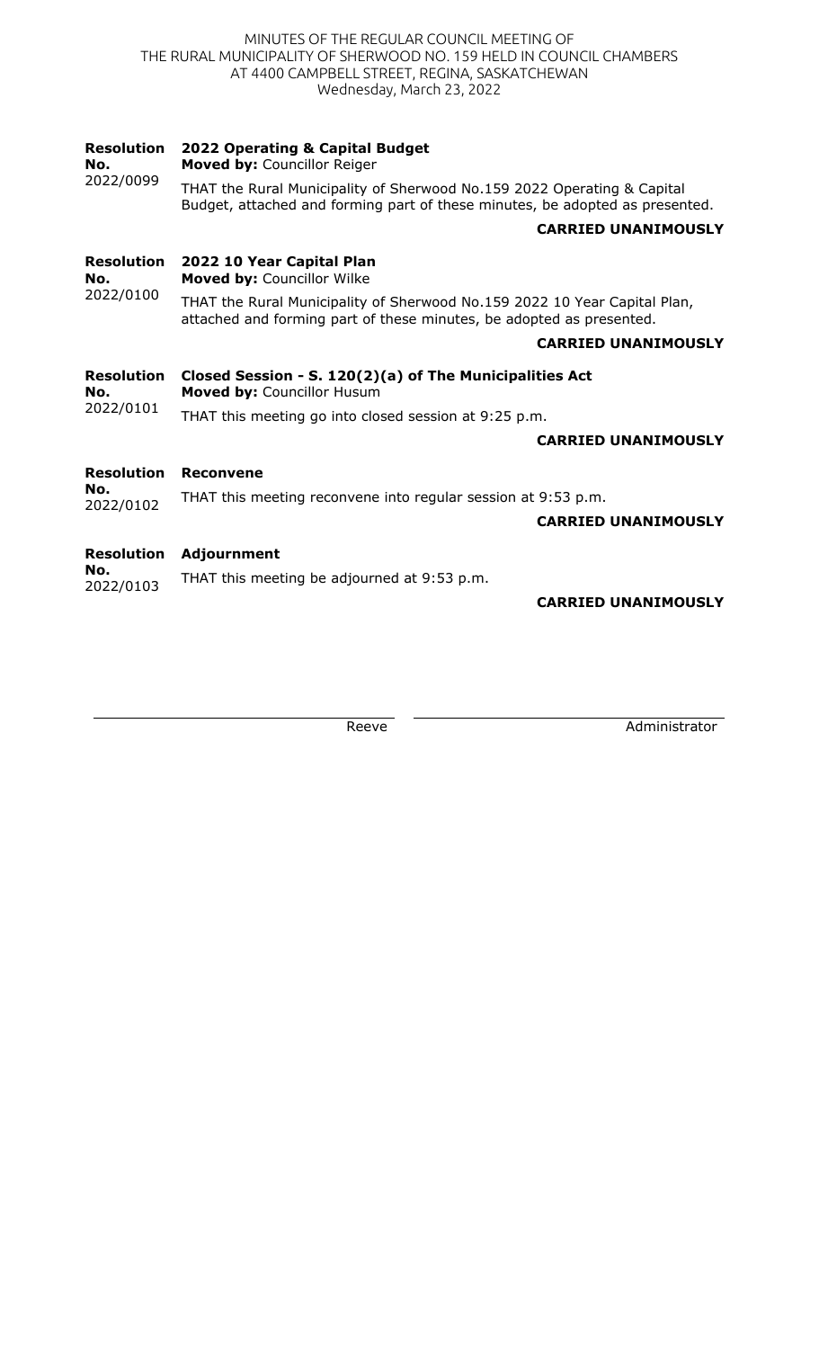MINUTES OF THE REGULAR COUNCIL MEETING OF
THE RURAL MUNICIPALITY OF SHERWOOD NO. 159 HELD IN COUNCIL CHAMBERS
AT 4400 CAMPBELL STREET, REGINA, SASKATCHEWAN
Wednesday, March 23, 2022

**Resolution No.** 2022/0099

**2022 Operating & Capital Budget**
**Moved by:** Councillor Reiger

THAT the Rural Municipality of Sherwood No.159 2022 Operating & Capital Budget, attached and forming part of these minutes, be adopted as presented.

**CARRIED UNANIMOUSLY**

**Resolution No.** 2022/0100

**2022 10 Year Capital Plan**
**Moved by:** Councillor Wilke

THAT the Rural Municipality of Sherwood No.159 2022 10 Year Capital Plan, attached and forming part of these minutes, be adopted as presented.

**CARRIED UNANIMOUSLY**

**Resolution No.** 2022/0101

**Closed Session - S. 120(2)(a) of The Municipalities Act**
**Moved by:** Councillor Husum

THAT this meeting go into closed session at 9:25 p.m.

**CARRIED UNANIMOUSLY**

**Resolution No.** 2022/0102

**Reconvene**

THAT this meeting reconvene into regular session at 9:53 p.m.

**CARRIED UNANIMOUSLY**

**Resolution No.** 2022/0103

**Adjournment**

THAT this meeting be adjourned at 9:53 p.m.

**CARRIED UNANIMOUSLY**

_____________________________ Reeve

_____________________________ Administrator